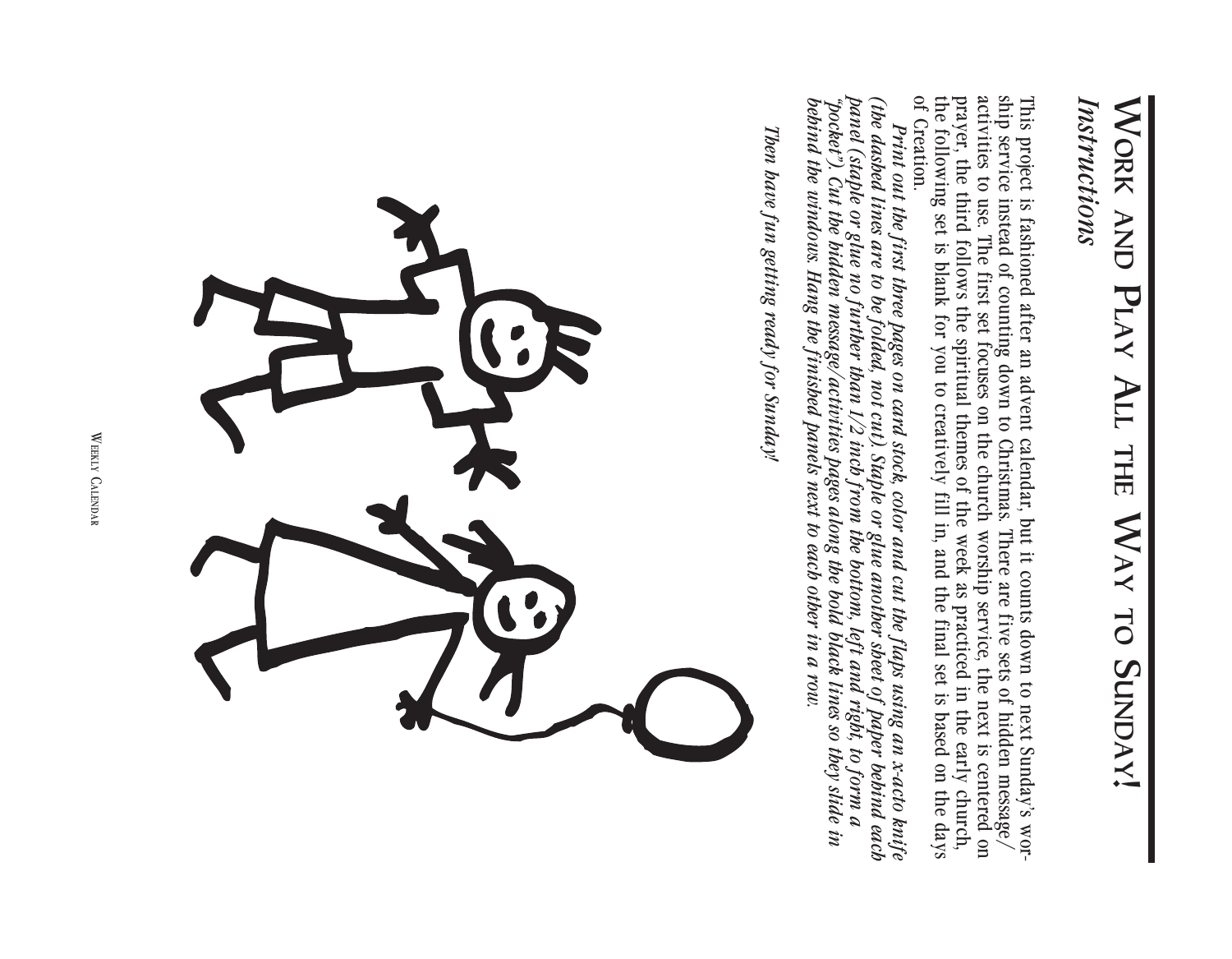# Work and Play All the Way to Sunday!

## *Instructions*

This project is fashioned after an advent calendar, but it counts down to next Sunday's worship service instead of counting down to Christmas. There are five sets of hidden message/activities to use. The first set focuses on the church worship service, the next is centered on prayer, the third follows the spiritual themes of the week as practiced in the early church, the following set is blank for you to creatively fill in, and the final set is based on the days of Creation.

*Print out the first three pages on card stock, color and cut the flaps using an x-acto knife (the dashed lines are to be folded, not cut). Staple or glue another sheet of paper behind each panel (staple or glue no further than 1/2 inch from the bottom, left and right, to form a "pocket"). Cut the hidden message/activities pages along the bold black lines so they slide in behind the windows. Hang the finished panels next to each other in a row.*

*Then have fun getting ready for Sunday!*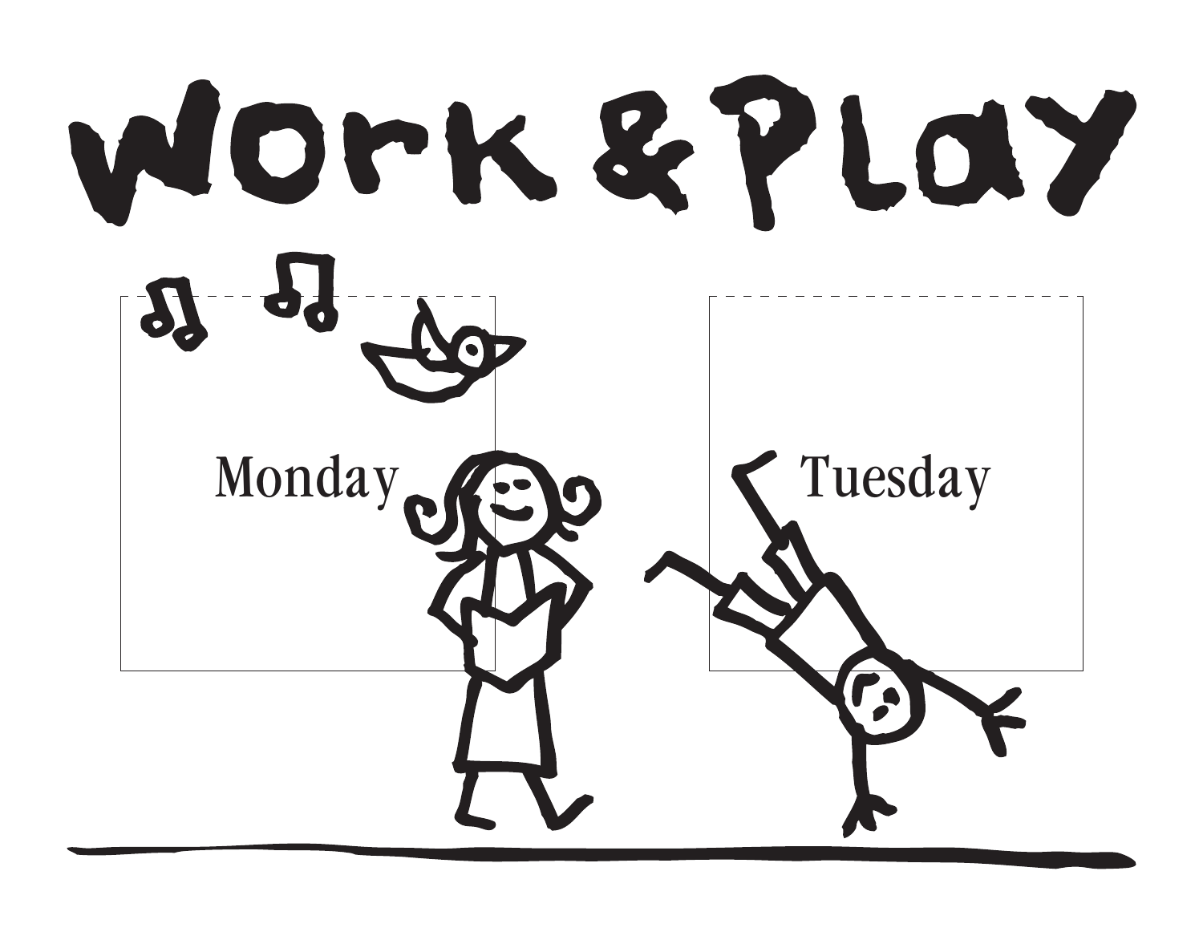# Work & Play

Monday

Tuesday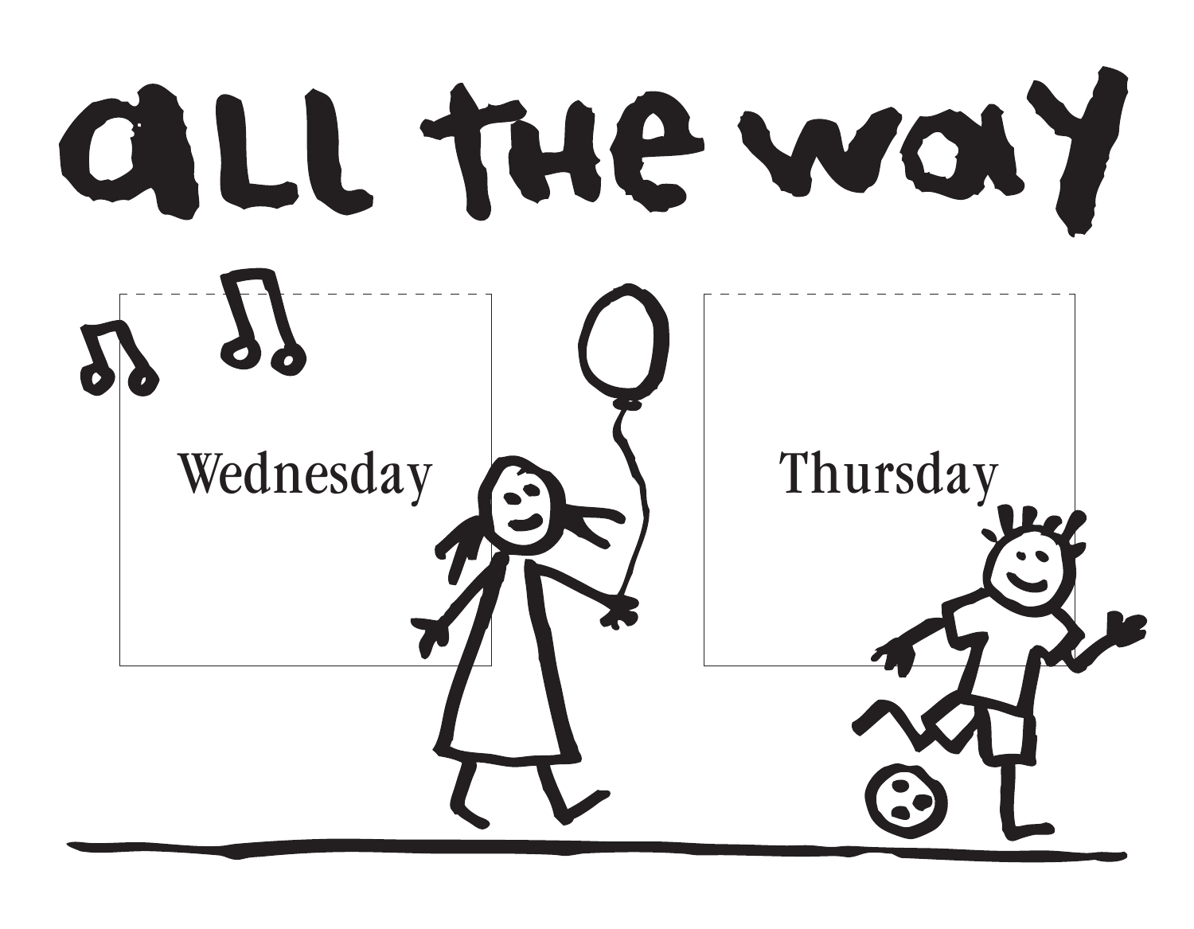# all the way

Wednesday

Thursday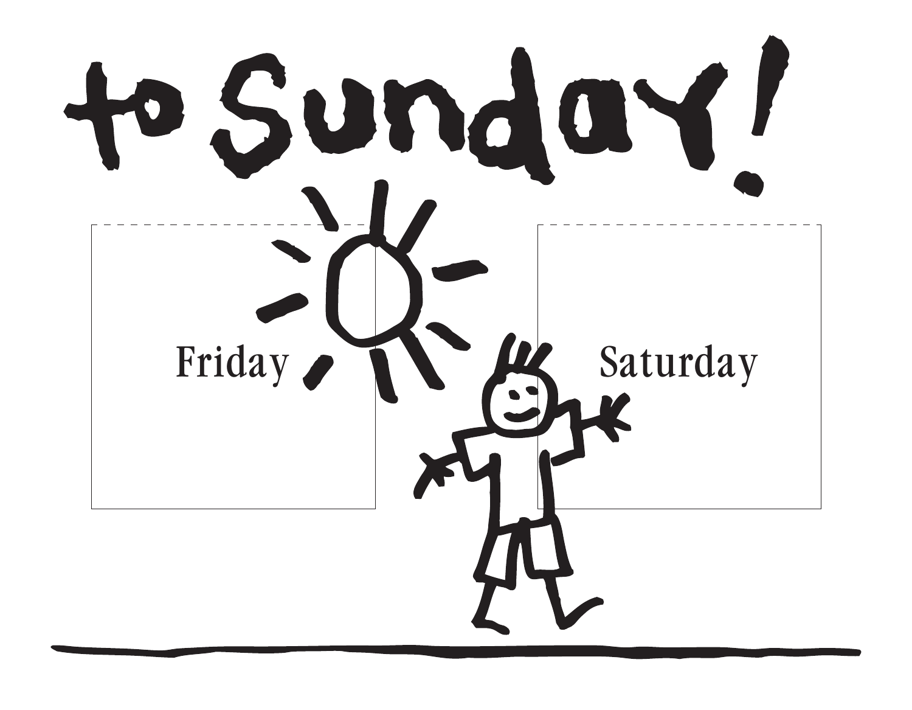# to Sunday!

Friday

Saturday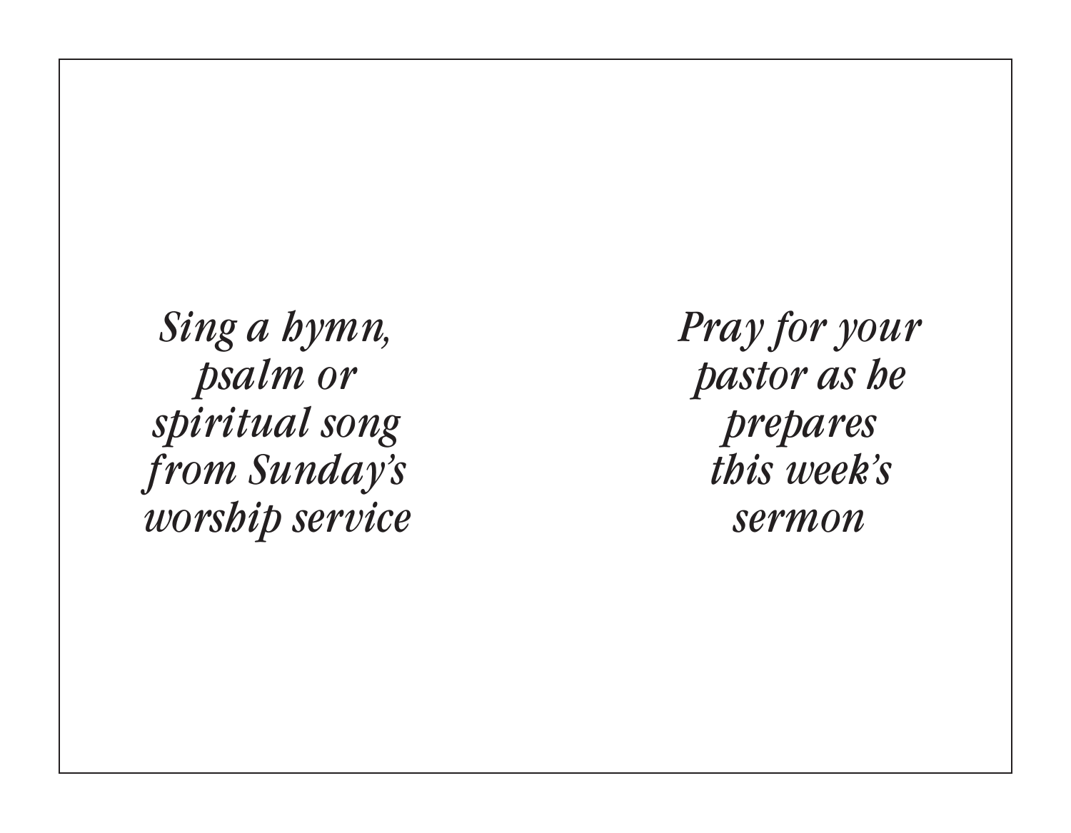*Sing a hymn,
psalm or
spiritual song
from Sunday's
worship service*

*Pray for your
pastor as he
prepares
this week's
sermon*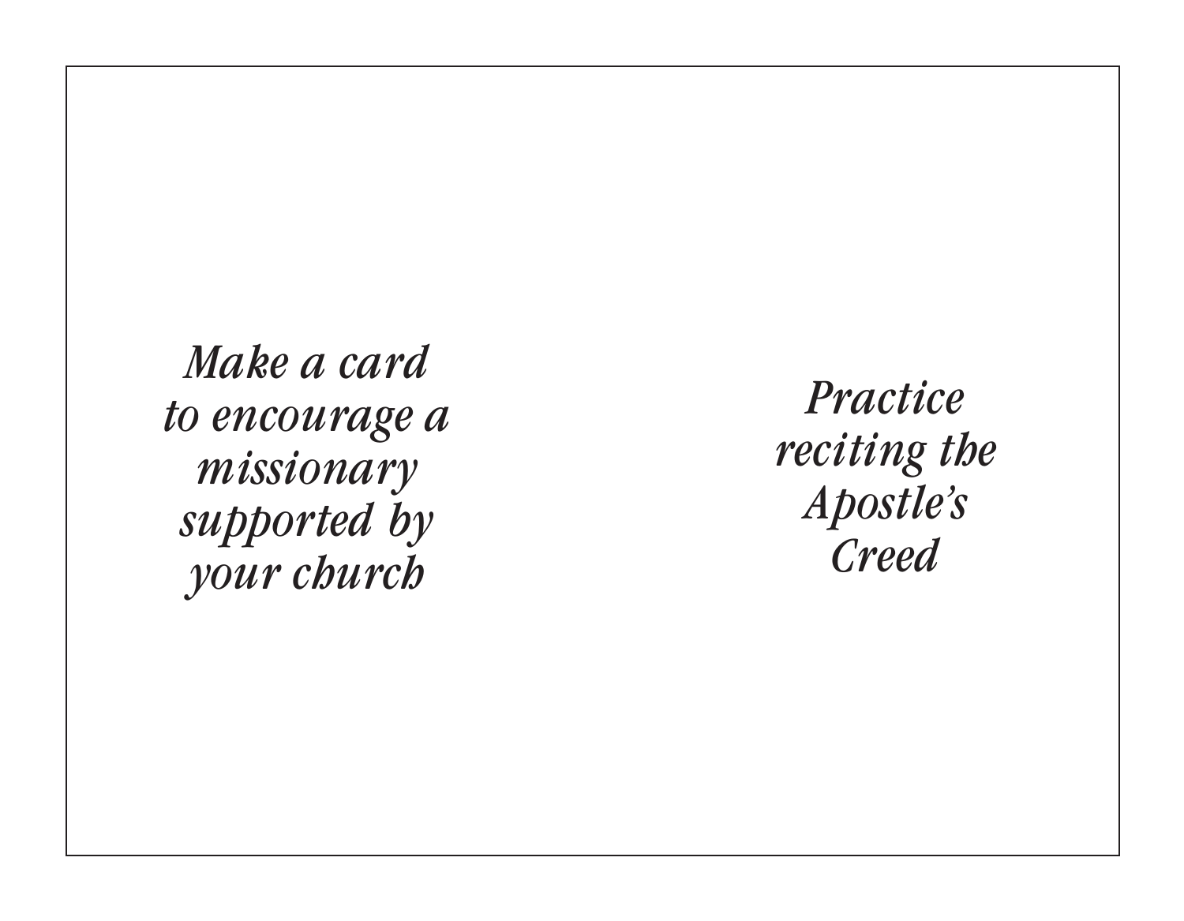*Make a card to encourage a missionary supported by your church*

*Practice reciting the Apostle's Creed*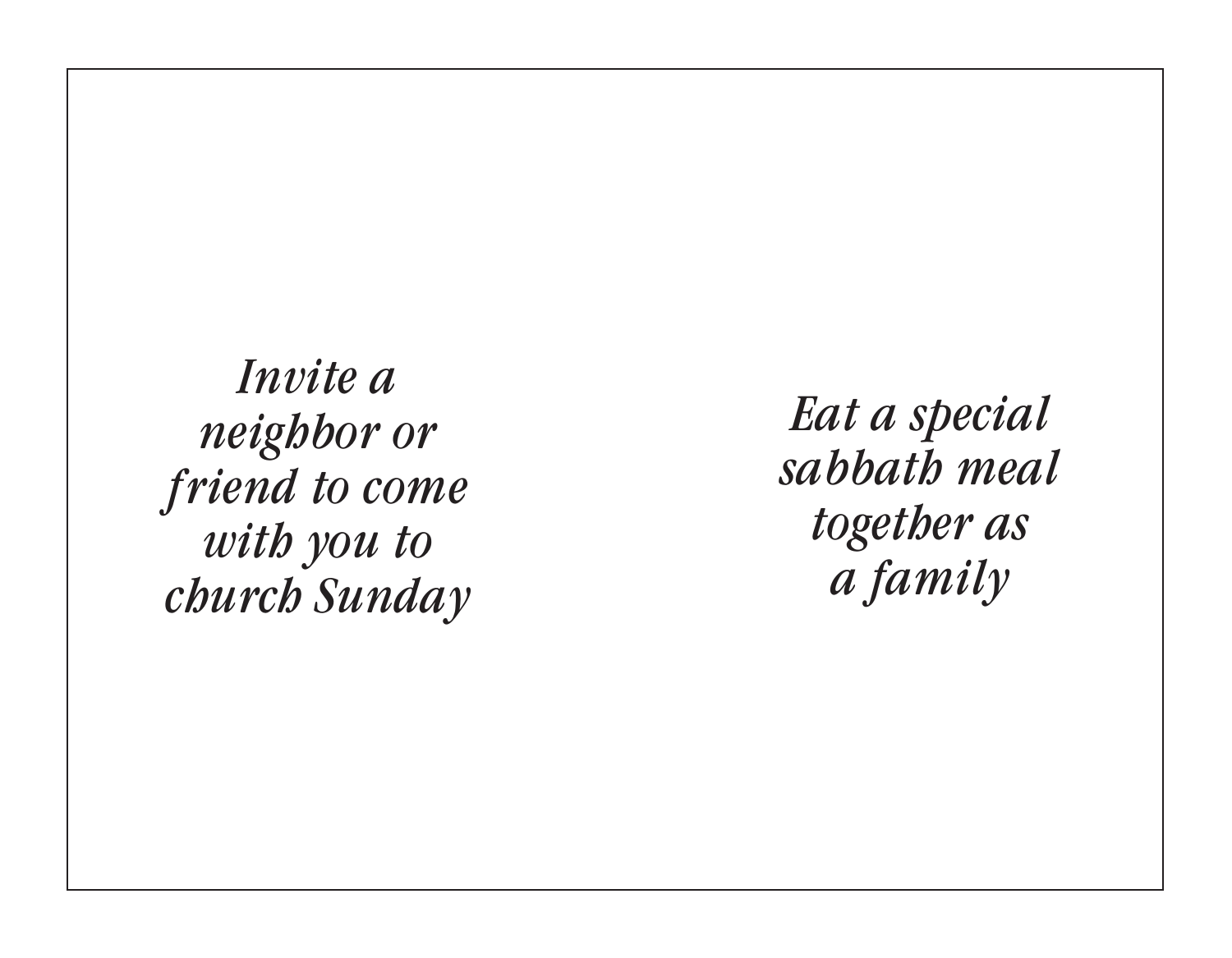*Invite a neighbor or friend to come with you to church Sunday*

*Eat a special sabbath meal together as a family*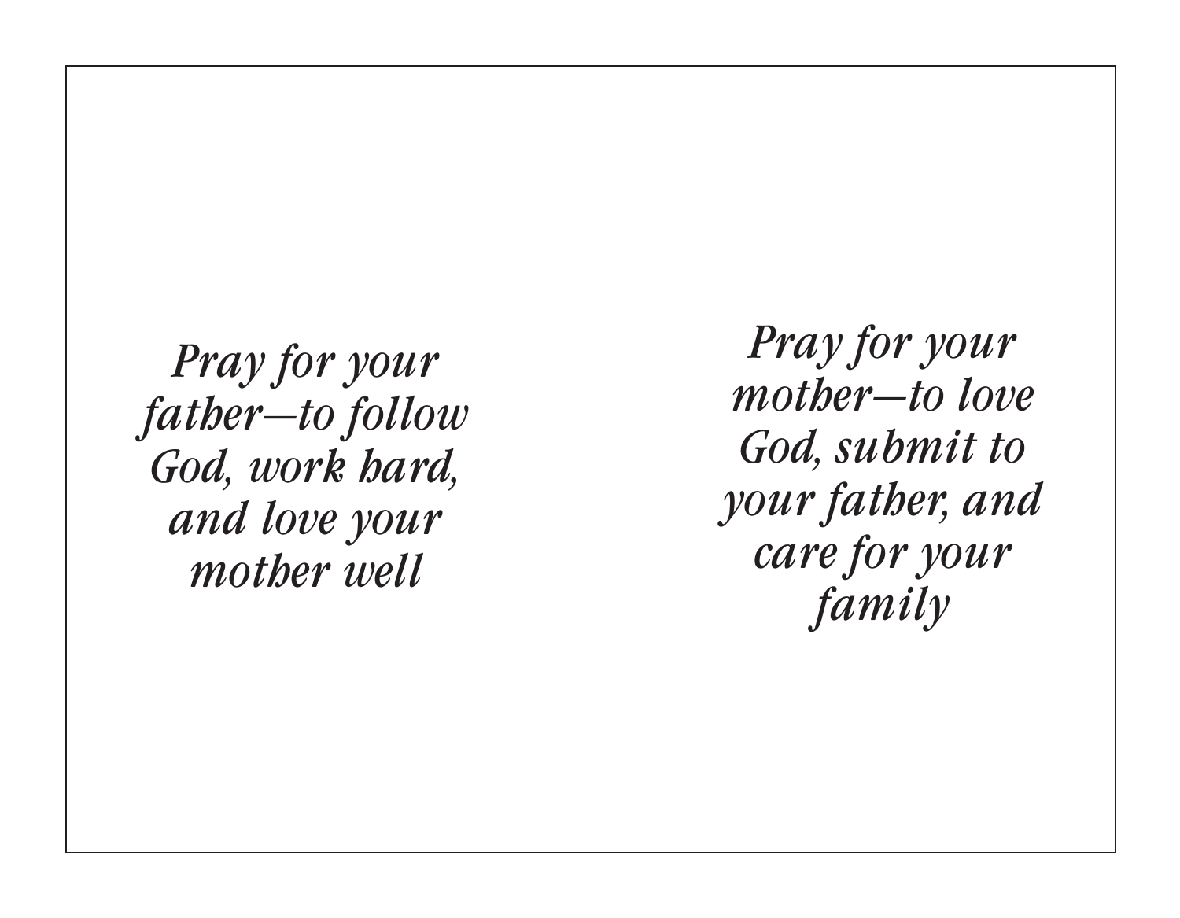*Pray for your father—to follow God, work hard, and love your mother well*

*Pray for your mother—to love God, submit to your father, and care for your family*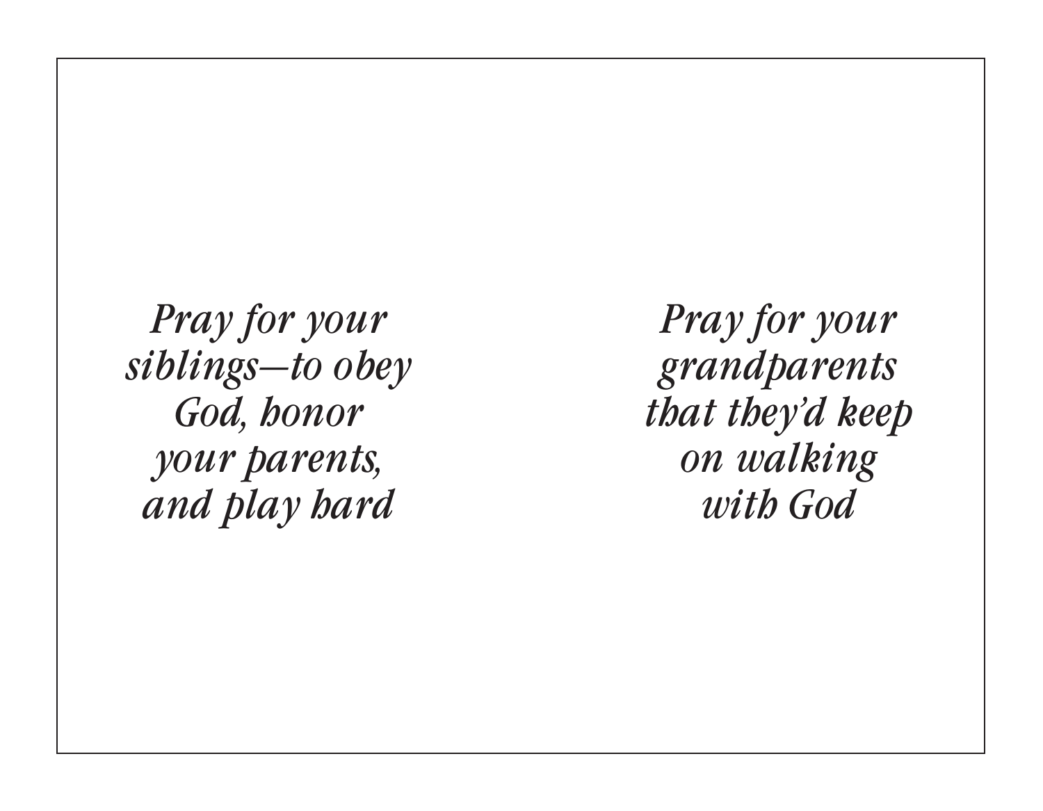*Pray for your siblings—to obey God, honor your parents, and play hard*

*Pray for your grandparents that they'd keep on walking with God*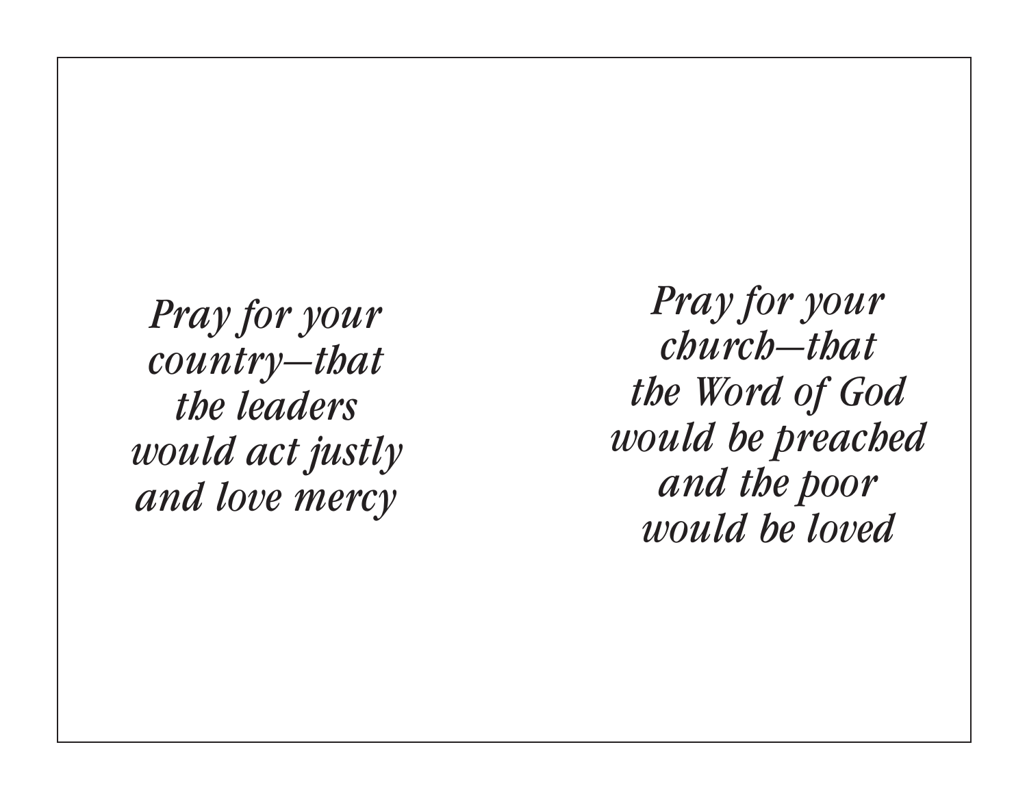*Pray for your country—that the leaders would act justly and love mercy*

*Pray for your church—that the Word of God would be preached and the poor would be loved*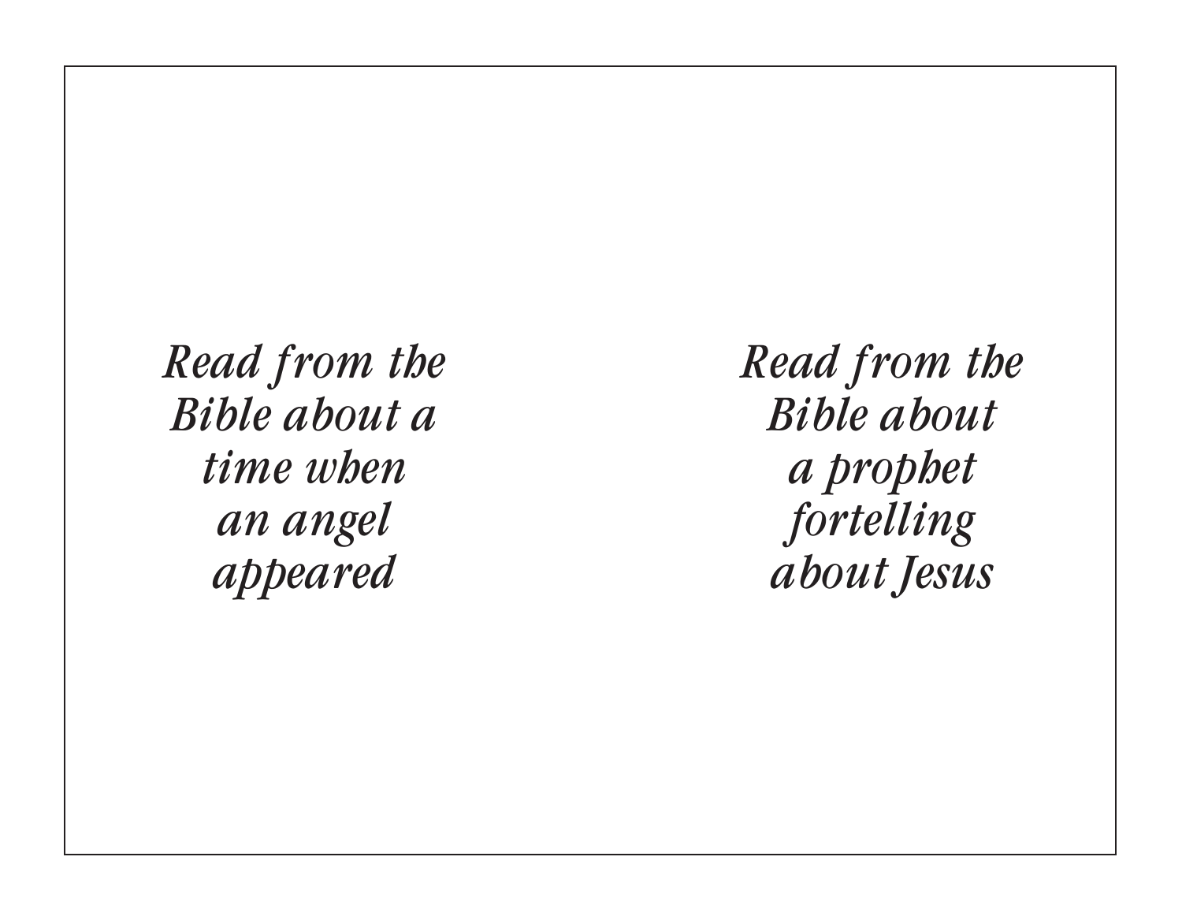*Read from the Bible about a time when an angel appeared*

*Read from the Bible about a prophet fortelling about Jesus*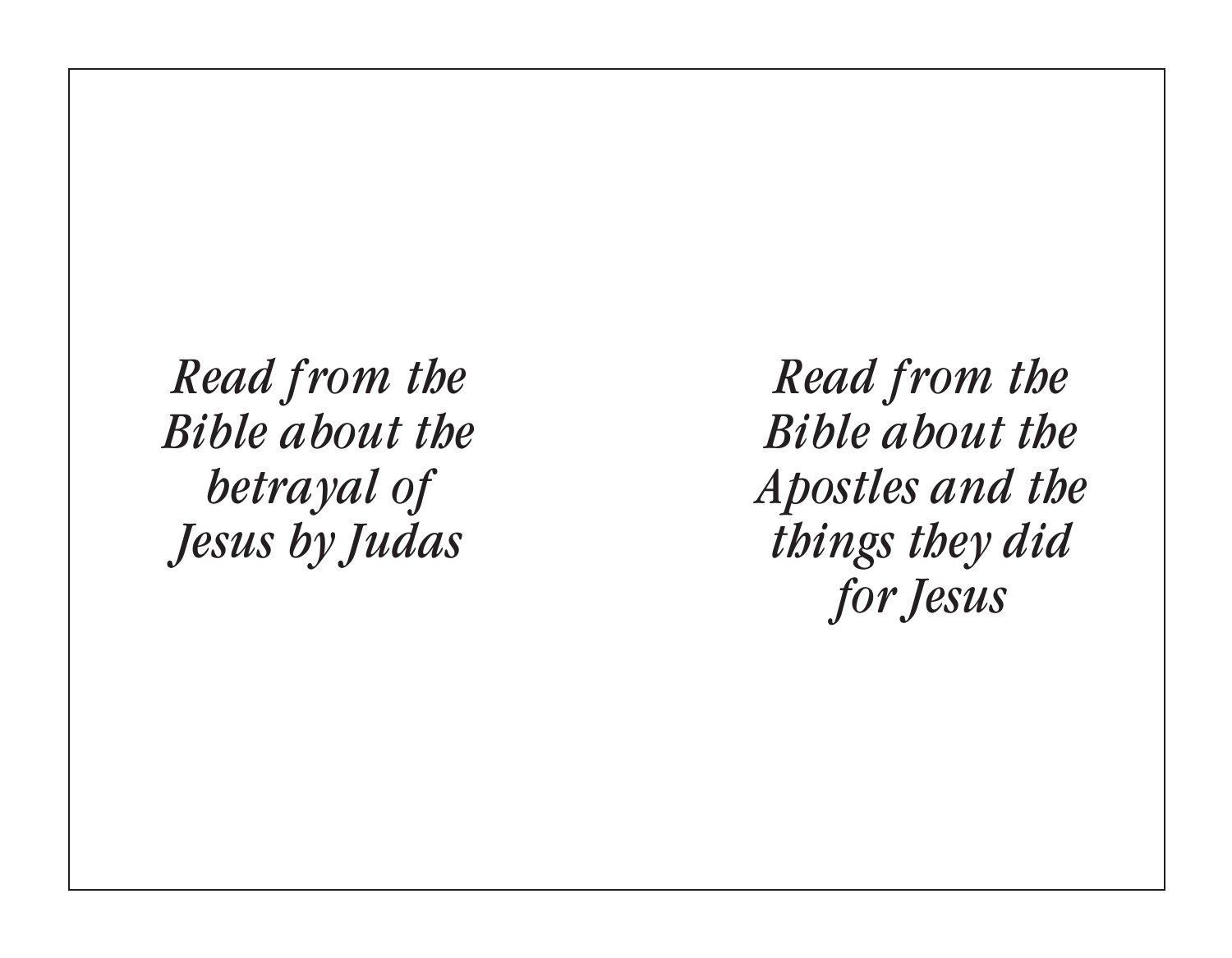*Read from the Bible about the betrayal of Jesus by Judas*

*Read from the Bible about the Apostles and the things they did for Jesus*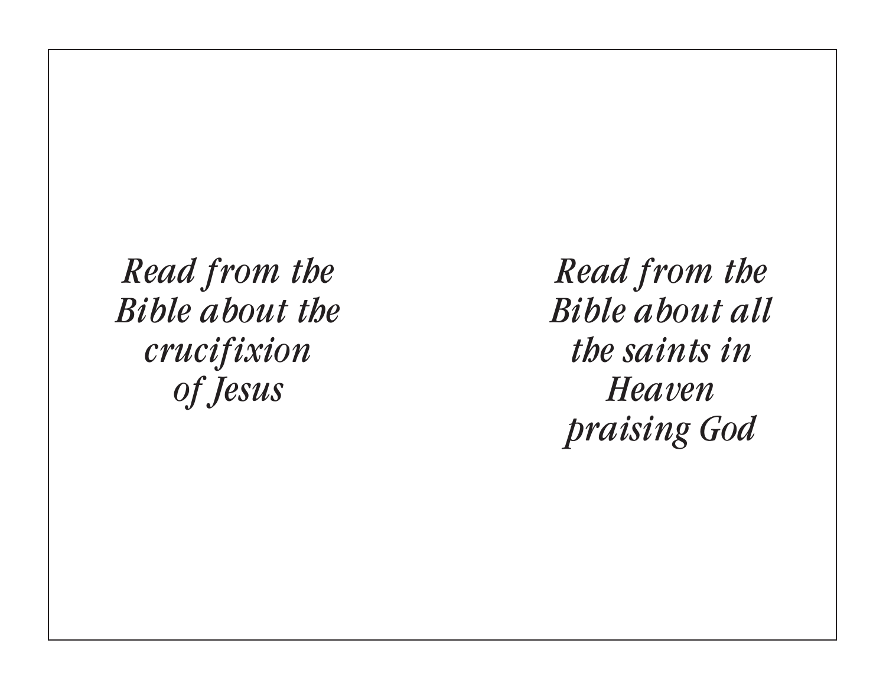*Read from the Bible about the crucifixion of Jesus*

*Read from the Bible about all the saints in Heaven praising God*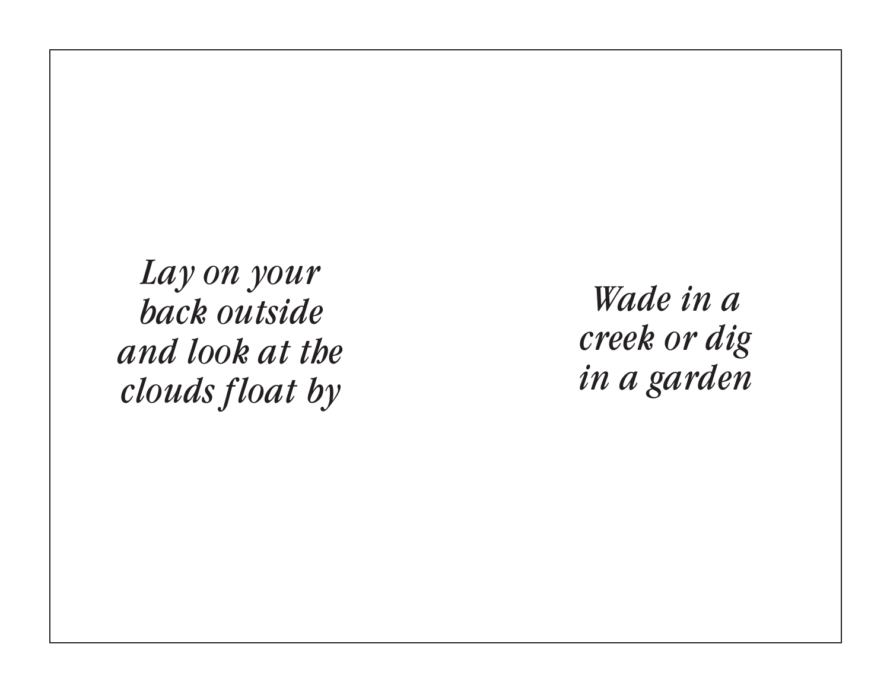*Lay on your back outside and look at the clouds float by*

*Wade in a creek or dig in a garden*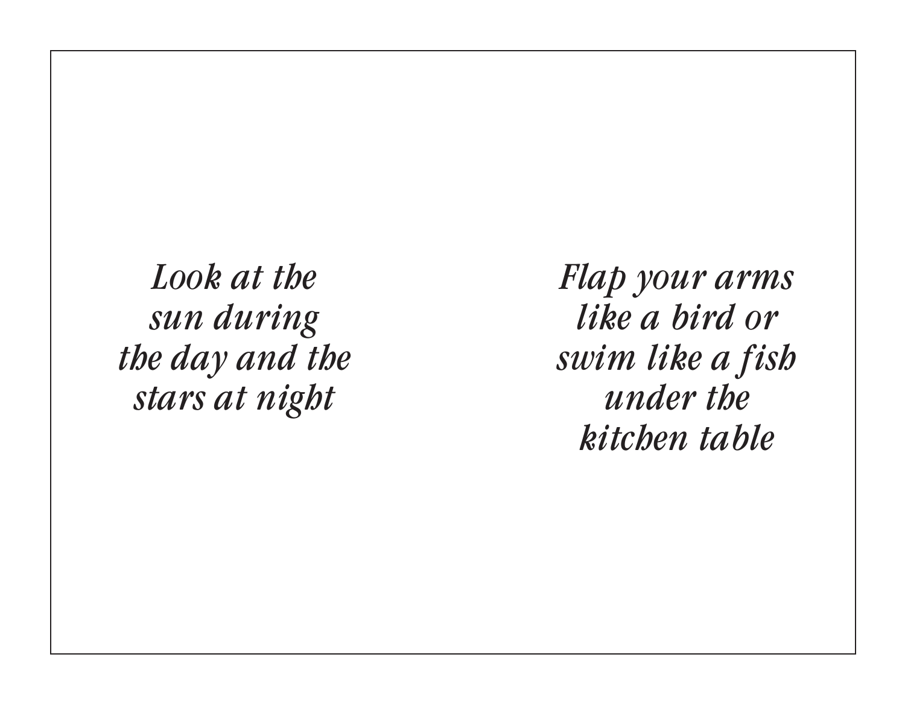*Look at the sun during the day and the stars at night*

*Flap your arms like a bird or swim like a fish under the kitchen table*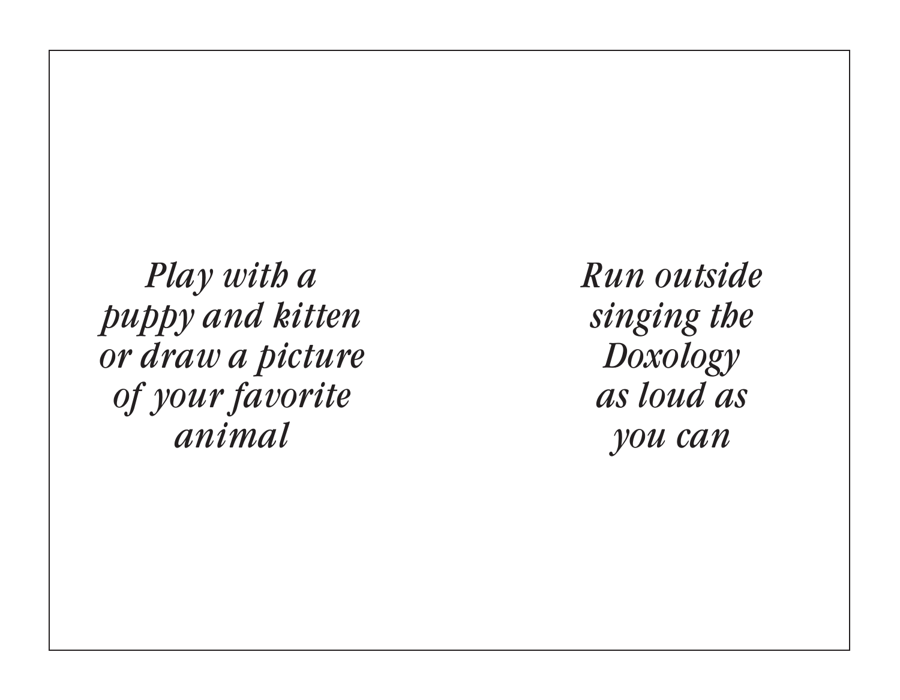*Play with a puppy and kitten or draw a picture of your favorite animal*

*Run outside singing the Doxology as loud as you can*